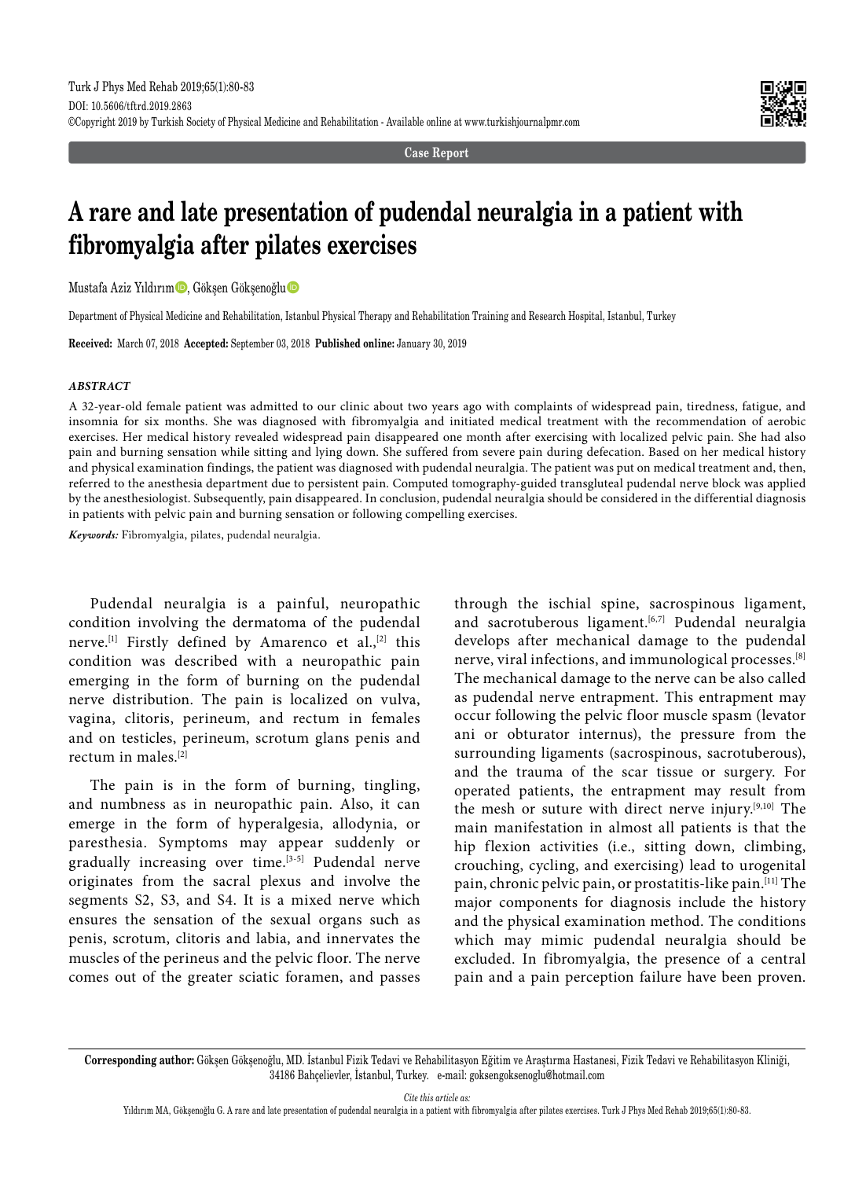Case Report

# A rare and late presentation of pudendal neuralgia in a patient with fibromyalgia after pilates exercises

Mustafa Aziz Yıldırım, Gökşen Gökşenoğlu

Department of Physical Medicine and Rehabilitation, Istanbul Physical Therapy and Rehabilitation Training and Research Hospital, Istanbul, Turkey

**Received:** March 07, 2018 **Accepted:** September 03, 2018 **Published online:** January 30, 2019

### *ABSTRACT*

A 32-year-old female patient was admitted to our clinic about two years ago with complaints of widespread pain, tiredness, fatigue, and insomnia for six months. She was diagnosed with fibromyalgia and initiated medical treatment with the recommendation of aerobic exercises. Her medical history revealed widespread pain disappeared one month after exercising with localized pelvic pain. She had also pain and burning sensation while sitting and lying down. She suffered from severe pain during defecation. Based on her medical history and physical examination findings, the patient was diagnosed with pudendal neuralgia. The patient was put on medical treatment and, then, referred to the anesthesia department due to persistent pain. Computed tomography-guided transgluteal pudendal nerve block was applied by the anesthesiologist. Subsequently, pain disappeared. In conclusion, pudendal neuralgia should be considered in the differential diagnosis in patients with pelvic pain and burning sensation or following compelling exercises.

***Keywords:*** Fibromyalgia, pilates, pudendal neuralgia.

Pudendal neuralgia is a painful, neuropathic condition involving the dermatoma of the pudendal nerve.[1] Firstly defined by Amarenco et al.,[2] this condition was described with a neuropathic pain emerging in the form of burning on the pudendal nerve distribution. The pain is localized on vulva, vagina, clitoris, perineum, and rectum in females and on testicles, perineum, scrotum glans penis and rectum in males.[2]

The pain is in the form of burning, tingling, and numbness as in neuropathic pain. Also, it can emerge in the form of hyperalgesia, allodynia, or paresthesia. Symptoms may appear suddenly or gradually increasing over time.[3-5] Pudendal nerve originates from the sacral plexus and involve the segments S2, S3, and S4. It is a mixed nerve which ensures the sensation of the sexual organs such as penis, scrotum, clitoris and labia, and innervates the muscles of the perineus and the pelvic floor. The nerve comes out of the greater sciatic foramen, and passes through the ischial spine, sacrospinous ligament, and sacrotuberous ligament.[6,7] Pudendal neuralgia develops after mechanical damage to the pudendal nerve, viral infections, and immunological processes.[8] The mechanical damage to the nerve can be also called as pudendal nerve entrapment. This entrapment may occur following the pelvic floor muscle spasm (levator ani or obturator internus), the pressure from the surrounding ligaments (sacrospinous, sacrotuberous), and the trauma of the scar tissue or surgery. For operated patients, the entrapment may result from the mesh or suture with direct nerve injury.[9,10] The main manifestation in almost all patients is that the hip flexion activities (i.e., sitting down, climbing, crouching, cycling, and exercising) lead to urogenital pain, chronic pelvic pain, or prostatitis-like pain.[11] The major components for diagnosis include the history and the physical examination method. The conditions which may mimic pudendal neuralgia should be excluded. In fibromyalgia, the presence of a central pain and a pain perception failure have been proven.

**Corresponding author:** Gökşen Gökşenoğlu, MD. İstanbul Fizik Tedavi ve Rehabilitasyon Eğitim ve Araştırma Hastanesi, Fizik Tedavi ve Rehabilitasyon Kliniği, 34186 Bahçelievler, İstanbul, Turkey. e-mail: goksengoksenoglu@hotmail.com

*Cite this article as:*

Yıldırım MA, Gökşenoğlu G. A rare and late presentation of pudendal neuralgia in a patient with fibromyalgia after pilates exercises. Turk J Phys Med Rehab 2019;65(1):80-83.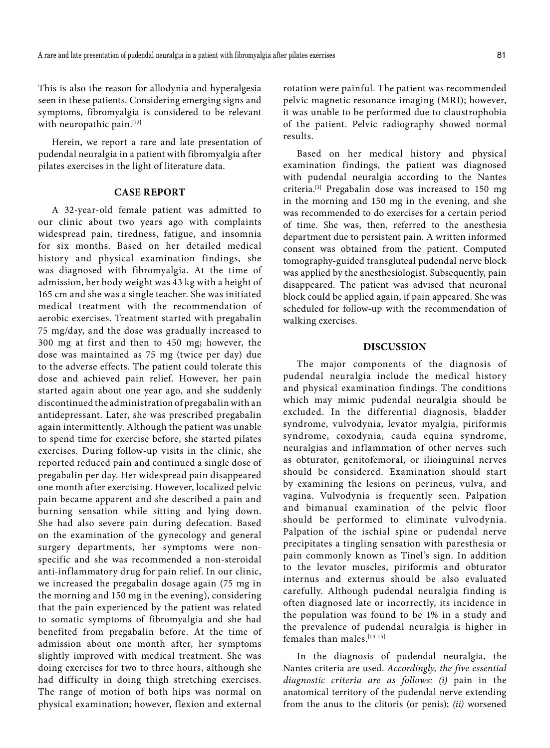This is also the reason for allodynia and hyperalgesia seen in these patients. Considering emerging signs and symptoms, fibromyalgia is considered to be relevant with neuropathic pain.[12]

Herein, we report a rare and late presentation of pudendal neuralgia in a patient with fibromyalgia after pilates exercises in the light of literature data.

## CASE REPORT

A 32-year-old female patient was admitted to our clinic about two years ago with complaints widespread pain, tiredness, fatigue, and insomnia for six months. Based on her detailed medical history and physical examination findings, she was diagnosed with fibromyalgia. At the time of admission, her body weight was 43 kg with a height of 165 cm and she was a single teacher. She was initiated medical treatment with the recommendation of aerobic exercises. Treatment started with pregabalin 75 mg/day, and the dose was gradually increased to 300 mg at first and then to 450 mg; however, the dose was maintained as 75 mg (twice per day) due to the adverse effects. The patient could tolerate this dose and achieved pain relief. However, her pain started again about one year ago, and she suddenly discontinued the administration of pregabalin with an antidepressant. Later, she was prescribed pregabalin again intermittently. Although the patient was unable to spend time for exercise before, she started pilates exercises. During follow-up visits in the clinic, she reported reduced pain and continued a single dose of pregabalin per day. Her widespread pain disappeared one month after exercising. However, localized pelvic pain became apparent and she described a pain and burning sensation while sitting and lying down. She had also severe pain during defecation. Based on the examination of the gynecology and general surgery departments, her symptoms were non-specific and she was recommended a non-steroidal anti-inflammatory drug for pain relief. In our clinic, we increased the pregabalin dosage again (75 mg in the morning and 150 mg in the evening), considering that the pain experienced by the patient was related to somatic symptoms of fibromyalgia and she had benefited from pregabalin before. At the time of admission about one month after, her symptoms slightly improved with medical treatment. She was doing exercises for two to three hours, although she had difficulty in doing thigh stretching exercises. The range of motion of both hips was normal on physical examination; however, flexion and external rotation were painful. The patient was recommended pelvic magnetic resonance imaging (MRI); however, it was unable to be performed due to claustrophobia of the patient. Pelvic radiography showed normal results.

Based on her medical history and physical examination findings, the patient was diagnosed with pudendal neuralgia according to the Nantes criteria.[3] Pregabalin dose was increased to 150 mg in the morning and 150 mg in the evening, and she was recommended to do exercises for a certain period of time. She was, then, referred to the anesthesia department due to persistent pain. A written informed consent was obtained from the patient. Computed tomography-guided transgluteal pudendal nerve block was applied by the anesthesiologist. Subsequently, pain disappeared. The patient was advised that neuronal block could be applied again, if pain appeared. She was scheduled for follow-up with the recommendation of walking exercises.

## DISCUSSION

The major components of the diagnosis of pudendal neuralgia include the medical history and physical examination findings. The conditions which may mimic pudendal neuralgia should be excluded. In the differential diagnosis, bladder syndrome, vulvodynia, levator myalgia, piriformis syndrome, coxodynia, cauda equina syndrome, neuralgias and inflammation of other nerves such as obturator, genitofemoral, or ilioinguinal nerves should be considered. Examination should start by examining the lesions on perineus, vulva, and vagina. Vulvodynia is frequently seen. Palpation and bimanual examination of the pelvic floor should be performed to eliminate vulvodynia. Palpation of the ischial spine or pudendal nerve precipitates a tingling sensation with paresthesia or pain commonly known as Tinel's sign. In addition to the levator muscles, piriformis and obturator internus and externus should be also evaluated carefully. Although pudendal neuralgia finding is often diagnosed late or incorrectly, its incidence in the population was found to be 1% in a study and the prevalence of pudendal neuralgia is higher in females than males.[13-15]

In the diagnosis of pudendal neuralgia, the Nantes criteria are used. *Accordingly, the five essential diagnostic criteria are as follows: (i)* pain in the anatomical territory of the pudendal nerve extending from the anus to the clitoris (or penis); *(ii)* worsened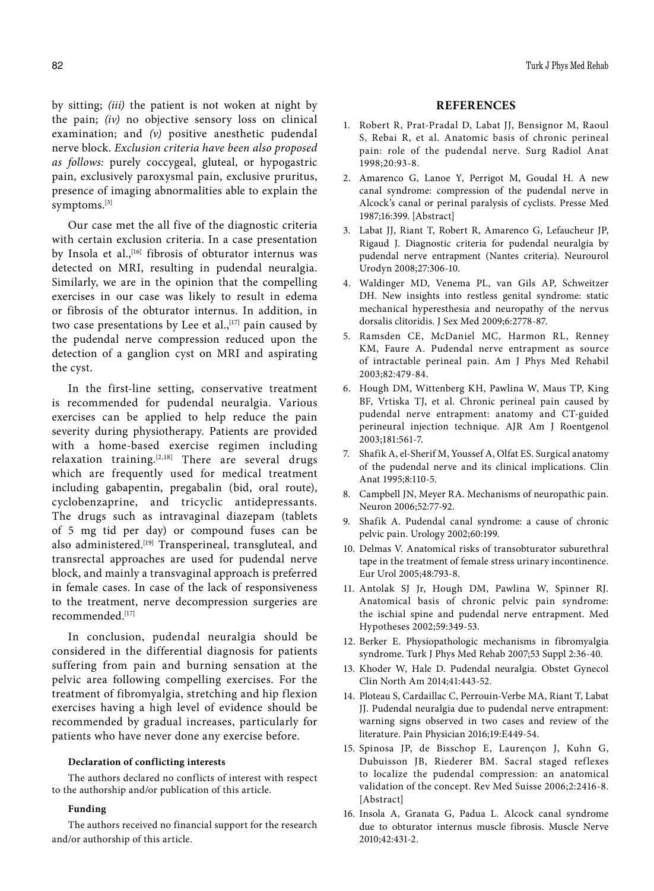by sitting; *(iii)* the patient is not woken at night by the pain; *(iv)* no objective sensory loss on clinical examination; and *(v)* positive anesthetic pudendal nerve block. *Exclusion criteria have been also proposed as follows:* purely coccygeal, gluteal, or hypogastric pain, exclusively paroxysmal pain, exclusive pruritus, presence of imaging abnormalities able to explain the symptoms.[3]

Our case met the all five of the diagnostic criteria with certain exclusion criteria. In a case presentation by Insola et al.,[16] fibrosis of obturator internus was detected on MRI, resulting in pudendal neuralgia. Similarly, we are in the opinion that the compelling exercises in our case was likely to result in edema or fibrosis of the obturator internus. In addition, in two case presentations by Lee et al.,[17] pain caused by the pudendal nerve compression reduced upon the detection of a ganglion cyst on MRI and aspirating the cyst.

In the first-line setting, conservative treatment is recommended for pudendal neuralgia. Various exercises can be applied to help reduce the pain severity during physiotherapy. Patients are provided with a home-based exercise regimen including relaxation training.[2,18] There are several drugs which are frequently used for medical treatment including gabapentin, pregabalin (bid, oral route), cyclobenzaprine, and tricyclic antidepressants. The drugs such as intravaginal diazepam (tablets of 5 mg tid per day) or compound fuses can be also administered.[19] Transperineal, transgluteal, and transrectal approaches are used for pudendal nerve block, and mainly a transvaginal approach is preferred in female cases. In case of the lack of responsiveness to the treatment, nerve decompression surgeries are recommended.[17]

In conclusion, pudendal neuralgia should be considered in the differential diagnosis for patients suffering from pain and burning sensation at the pelvic area following compelling exercises. For the treatment of fibromyalgia, stretching and hip flexion exercises having a high level of evidence should be recommended by gradual increases, particularly for patients who have never done any exercise before.

#### Declaration of conflicting interests

The authors declared no conflicts of interest with respect to the authorship and/or publication of this article.

#### Funding

The authors received no financial support for the research and/or authorship of this article.

## REFERENCES

1. Robert R, Prat-Pradal D, Labat JJ, Bensignor M, Raoul S, Rebai R, et al. Anatomic basis of chronic perineal pain: role of the pudendal nerve. Surg Radiol Anat 1998;20:93-8.
2. Amarenco G, Lanoe Y, Perrigot M, Goudal H. A new canal syndrome: compression of the pudendal nerve in Alcock's canal or perinal paralysis of cyclists. Presse Med 1987;16:399. [Abstract]
3. Labat JJ, Riant T, Robert R, Amarenco G, Lefaucheur JP, Rigaud J. Diagnostic criteria for pudendal neuralgia by pudendal nerve entrapment (Nantes criteria). Neurourol Urodyn 2008;27:306-10.
4. Waldinger MD, Venema PL, van Gils AP, Schweitzer DH. New insights into restless genital syndrome: static mechanical hyperesthesia and neuropathy of the nervus dorsalis clitoridis. J Sex Med 2009;6:2778-87.
5. Ramsden CE, McDaniel MC, Harmon RL, Renney KM, Faure A. Pudendal nerve entrapment as source of intractable perineal pain. Am J Phys Med Rehabil 2003;82:479-84.
6. Hough DM, Wittenberg KH, Pawlina W, Maus TP, King BF, Vrtiska TJ, et al. Chronic perineal pain caused by pudendal nerve entrapment: anatomy and CT-guided perineural injection technique. AJR Am J Roentgenol 2003;181:561-7.
7. Shafik A, el-Sherif M, Youssef A, Olfat ES. Surgical anatomy of the pudendal nerve and its clinical implications. Clin Anat 1995;8:110-5.
8. Campbell JN, Meyer RA. Mechanisms of neuropathic pain. Neuron 2006;52:77-92.
9. Shafik A. Pudendal canal syndrome: a cause of chronic pelvic pain. Urology 2002;60:199.
10. Delmas V. Anatomical risks of transobturator suburethral tape in the treatment of female stress urinary incontinence. Eur Urol 2005;48:793-8.
11. Antolak SJ Jr, Hough DM, Pawlina W, Spinner RJ. Anatomical basis of chronic pelvic pain syndrome: the ischial spine and pudendal nerve entrapment. Med Hypotheses 2002;59:349-53.
12. Berker E. Physiopathologic mechanisms in fibromyalgia syndrome. Turk J Phys Med Rehab 2007;53 Suppl 2:36-40.
13. Khoder W, Hale D. Pudendal neuralgia. Obstet Gynecol Clin North Am 2014;41:443-52.
14. Ploteau S, Cardaillac C, Perrouin-Verbe MA, Riant T, Labat JJ. Pudendal neuralgia due to pudendal nerve entrapment: warning signs observed in two cases and review of the literature. Pain Physician 2016;19:E449-54.
15. Spinosa JP, de Bisschop E, Laurençon J, Kuhn G, Dubuisson JB, Riederer BM. Sacral staged reflexes to localize the pudendal compression: an anatomical validation of the concept. Rev Med Suisse 2006;2:2416-8. [Abstract]
16. Insola A, Granata G, Padua L. Alcock canal syndrome due to obturator internus muscle fibrosis. Muscle Nerve 2010;42:431-2.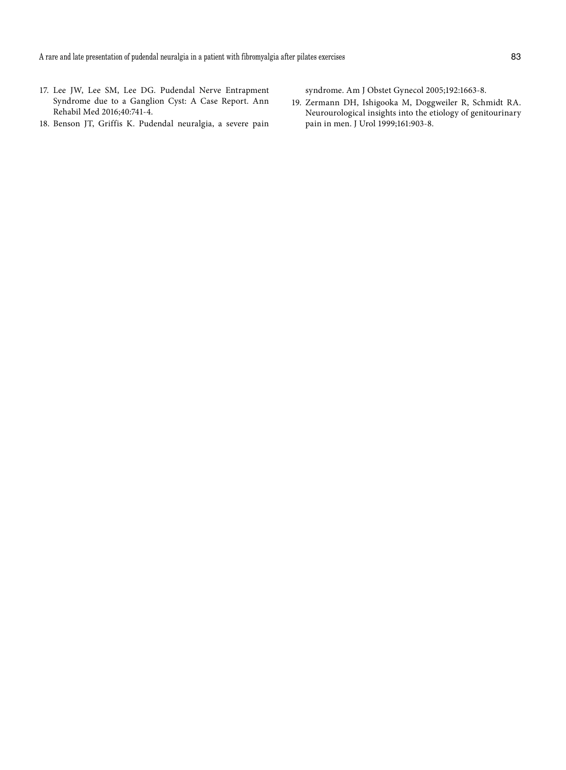17. Lee JW, Lee SM, Lee DG. Pudendal Nerve Entrapment Syndrome due to a Ganglion Cyst: A Case Report. Ann Rehabil Med 2016;40:741-4.
18. Benson JT, Griffis K. Pudendal neuralgia, a severe pain syndrome. Am J Obstet Gynecol 2005;192:1663-8.
19. Zermann DH, Ishigooka M, Doggweiler R, Schmidt RA. Neurourological insights into the etiology of genitourinary pain in men. J Urol 1999;161:903-8.